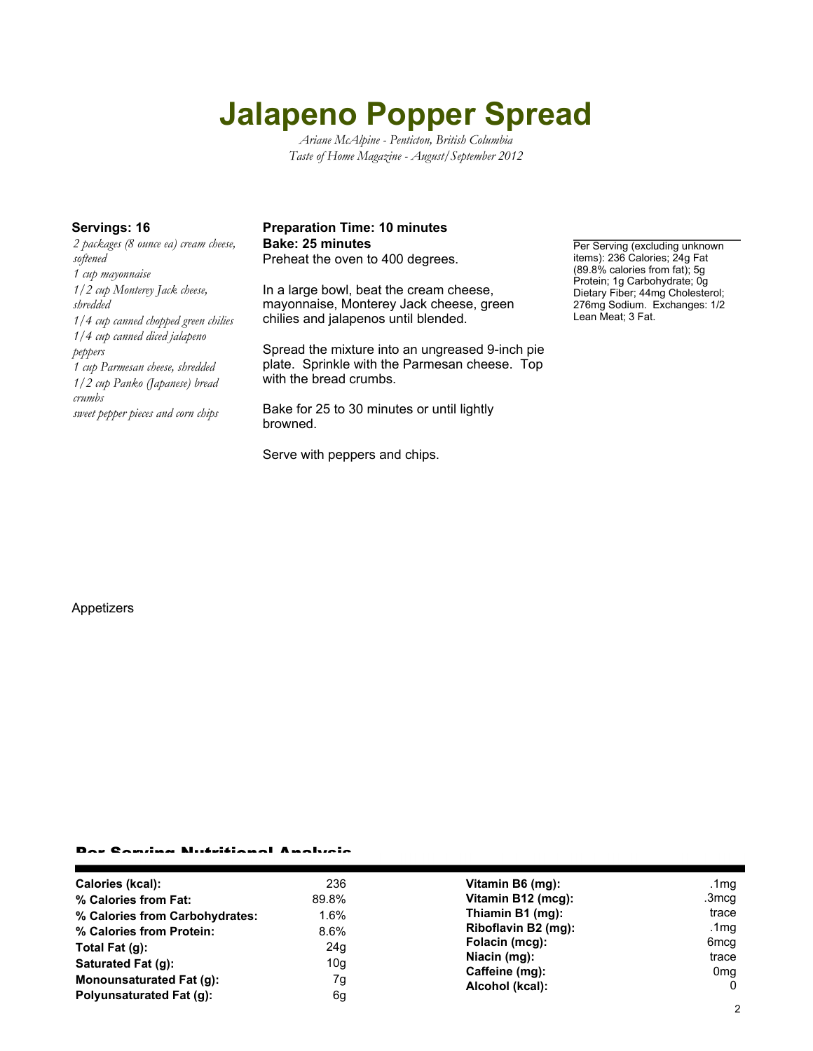# Jalapeno Popper Spread

*Ariane McAlpine - Penticton, British Columbia*
*Taste of Home Magazine - August/September 2012*

**Servings: 16**

*2 packages (8 ounce ea) cream cheese, softened*
*1 cup mayonnaise*
*1/2 cup Monterey Jack cheese, shredded*
*1/4 cup canned chopped green chilies*
*1/4 cup canned diced jalapeno peppers*
*1 cup Parmesan cheese, shredded*
*1/2 cup Panko (Japanese) bread crumbs*
*sweet pepper pieces and corn chips*

**Preparation Time: 10 minutes**
**Bake: 25 minutes**

Preheat the oven to 400 degrees.

In a large bowl, beat the cream cheese, mayonnaise, Monterey Jack cheese, green chilies and jalapenos until blended.

Spread the mixture into an ungreased 9-inch pie plate. Sprinkle with the Parmesan cheese. Top with the bread crumbs.

Bake for 25 to 30 minutes or until lightly browned.

Serve with peppers and chips.

Per Serving (excluding unknown items): 236 Calories; 24g Fat (89.8% calories from fat); 5g Protein; 1g Carbohydrate; 0g Dietary Fiber; 44mg Cholesterol; 276mg Sodium. Exchanges: 1/2 Lean Meat; 3 Fat.

Appetizers

## Per Serving Nutritional Analysis

| | | | |
|---|---|---|---|
| **Calories (kcal):** | 236 | **Vitamin B6 (mg):** | .1mg |
| **% Calories from Fat:** | 89.8% | **Vitamin B12 (mcg):** | .3mcg |
| **% Calories from Carbohydrates:** | 1.6% | **Thiamin B1 (mg):** | trace |
| **% Calories from Protein:** | 8.6% | **Riboflavin B2 (mg):** | .1mg |
| **Total Fat (g):** | 24g | **Folacin (mcg):** | 6mcg |
| **Saturated Fat (g):** | 10g | **Niacin (mg):** | trace |
| **Monounsaturated Fat (g):** | 7g | **Caffeine (mg):** | 0mg |
| **Polyunsaturated Fat (g):** | 6g | **Alcohol (kcal):** | 0 |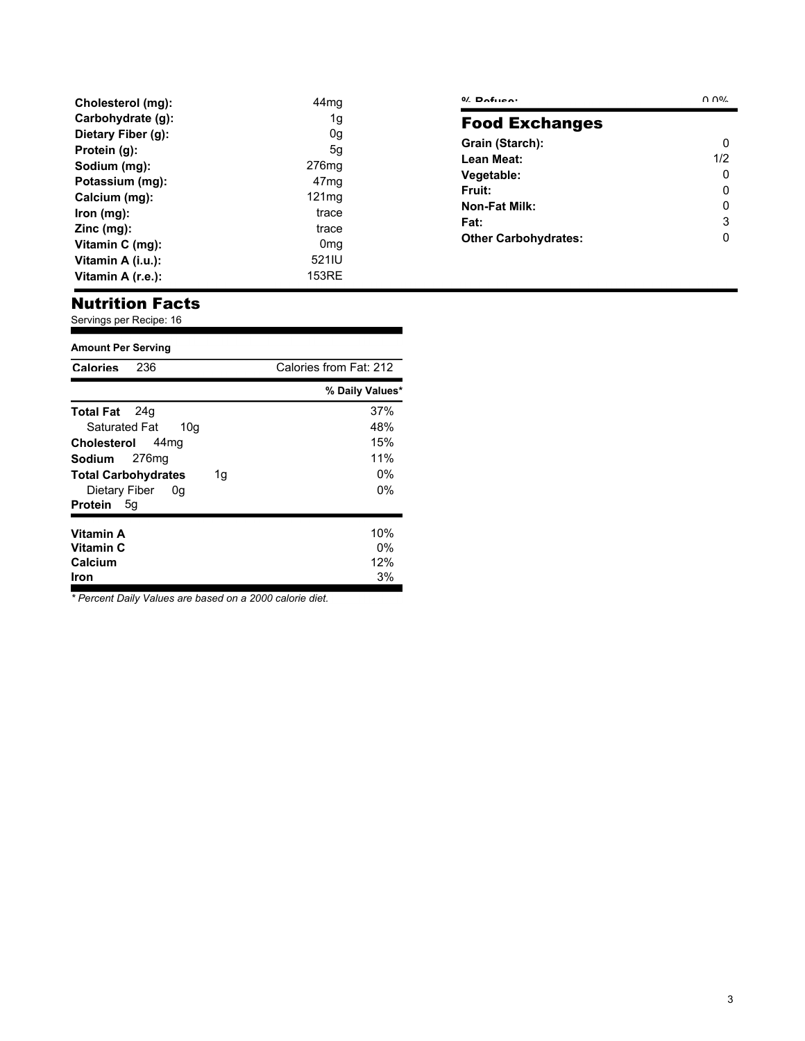| | |
|---|---|
| **Cholesterol (mg):** | 44mg |
| **Carbohydrate (g):** | 1g |
| **Dietary Fiber (g):** | 0g |
| **Protein (g):** | 5g |
| **Sodium (mg):** | 276mg |
| **Potassium (mg):** | 47mg |
| **Calcium (mg):** | 121mg |
| **Iron (mg):** | trace |
| **Zinc (mg):** | trace |
| **Vitamin C (mg):** | 0mg |
| **Vitamin A (i.u.):** | 521IU |
| **Vitamin A (r.e.):** | 153RE |

| | |
|---|---|
| **% Refuse:** | 0.0% |

## Food Exchanges

| | |
|---|---|
| **Grain (Starch):** | 0 |
| **Lean Meat:** | 1/2 |
| **Vegetable:** | 0 |
| **Fruit:** | 0 |
| **Non-Fat Milk:** | 0 |
| **Fat:** | 3 |
| **Other Carbohydrates:** | 0 |

## Nutrition Facts

Servings per Recipe: 16

**Amount Per Serving**

| | |
|---|---|
| **Calories** 236 | Calories from Fat: 212 |
| | **% Daily Values*** |
| **Total Fat** 24g | 37% |
| Saturated Fat 10g | 48% |
| **Cholesterol** 44mg | 15% |
| **Sodium** 276mg | 11% |
| **Total Carbohydrates** 1g | 0% |
| Dietary Fiber 0g | 0% |
| **Protein** 5g | |
| **Vitamin A** | 10% |
| **Vitamin C** | 0% |
| **Calcium** | 12% |
| **Iron** | 3% |

*\* Percent Daily Values are based on a 2000 calorie diet.*